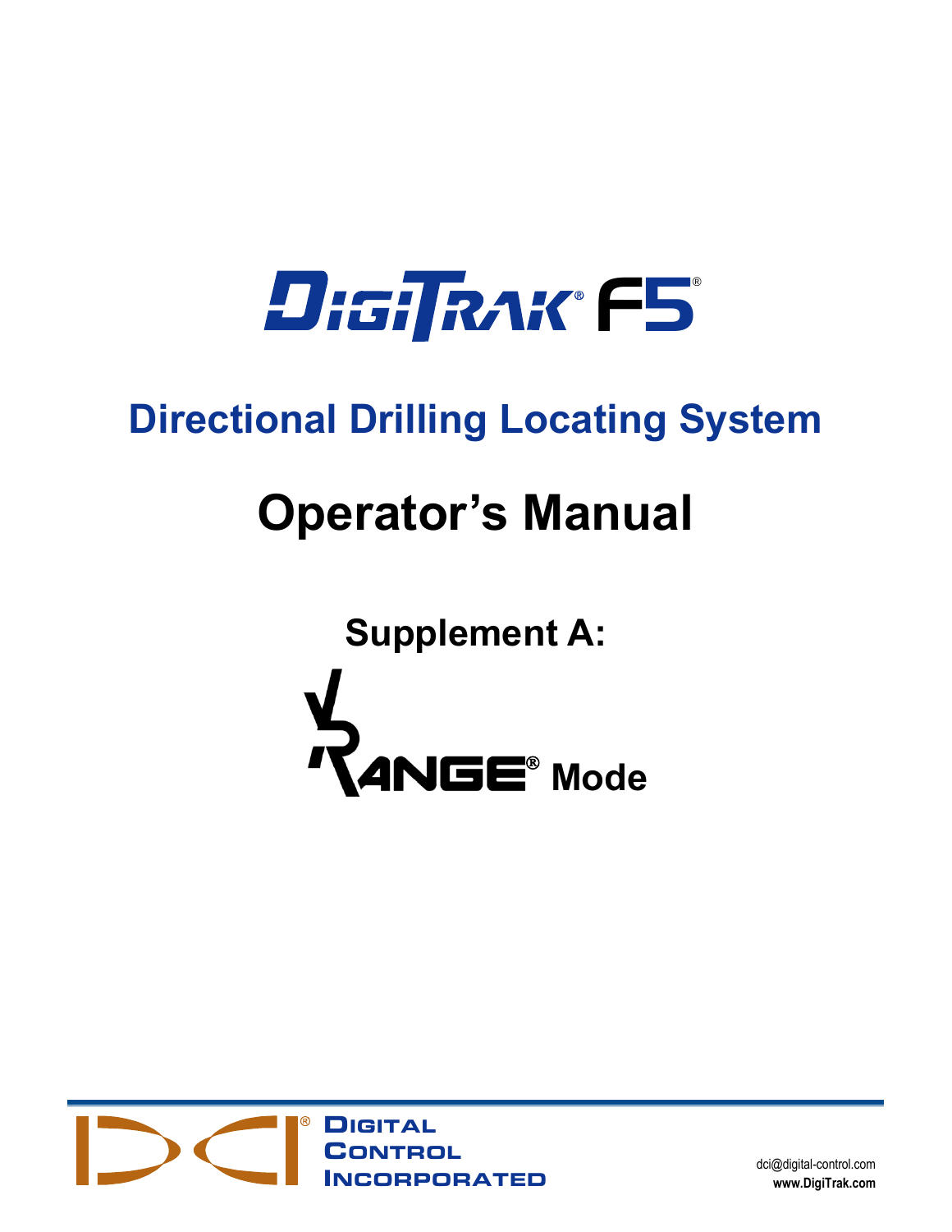# DigiTrak® F5®

## Directional Drilling Locating System

# Operator's Manual

## Supplement A:

## VRange® Mode

Digital Control Incorporated

dci@digital-control.com

**www.DigiTrak.com**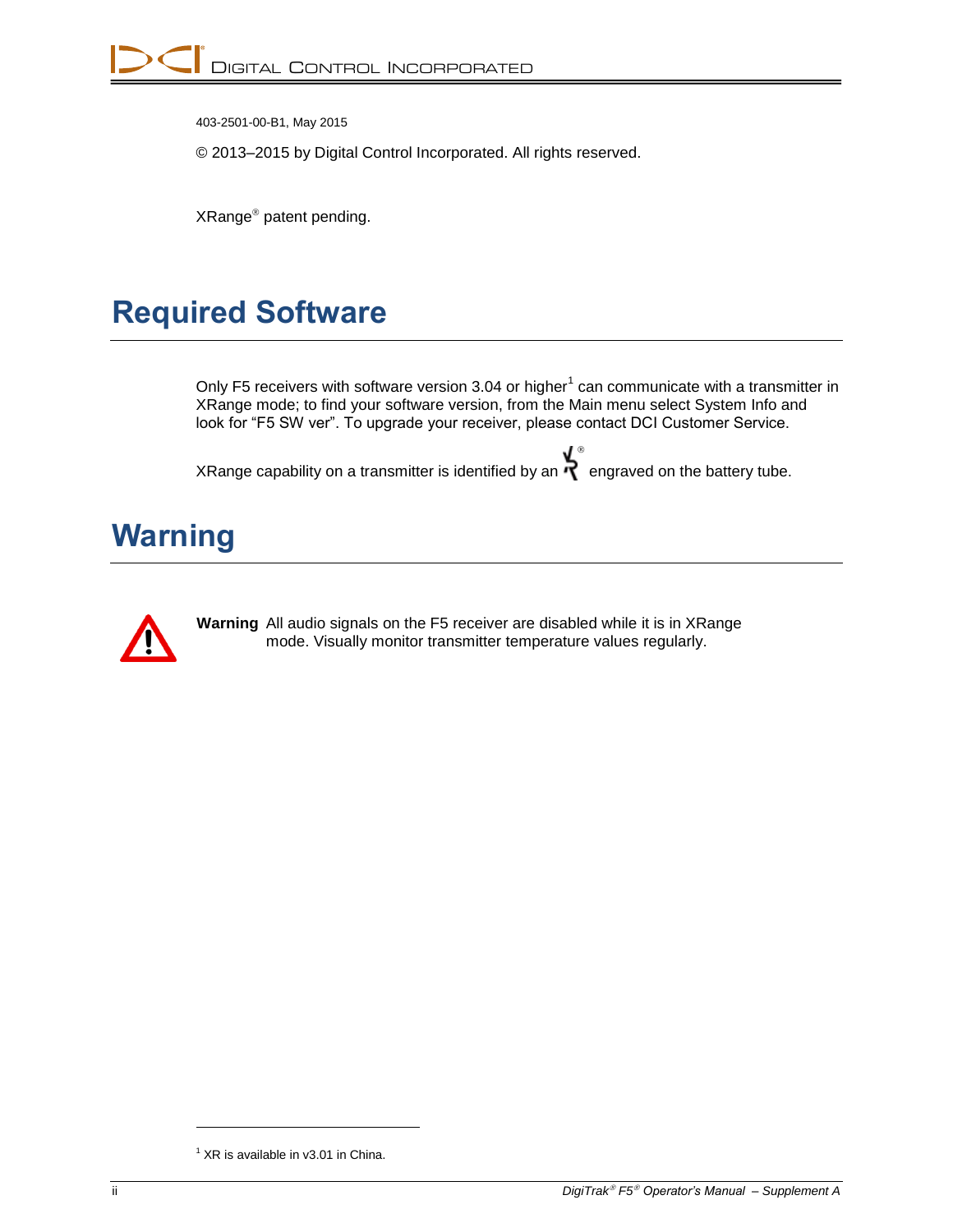403-2501-00-B1, May 2015

© 2013–2015 by Digital Control Incorporated. All rights reserved.

XRange® patent pending.

# Required Software

Only F5 receivers with software version 3.04 or higher[1] can communicate with a transmitter in XRange mode; to find your software version, from the Main menu select System Info and look for "F5 SW ver". To upgrade your receiver, please contact DCI Customer Service.

XRange capability on a transmitter is identified by an ® engraved on the battery tube.

# Warning

**Warning** All audio signals on the F5 receiver are disabled while it is in XRange mode. Visually monitor transmitter temperature values regularly.

[1] XR is available in v3.01 in China.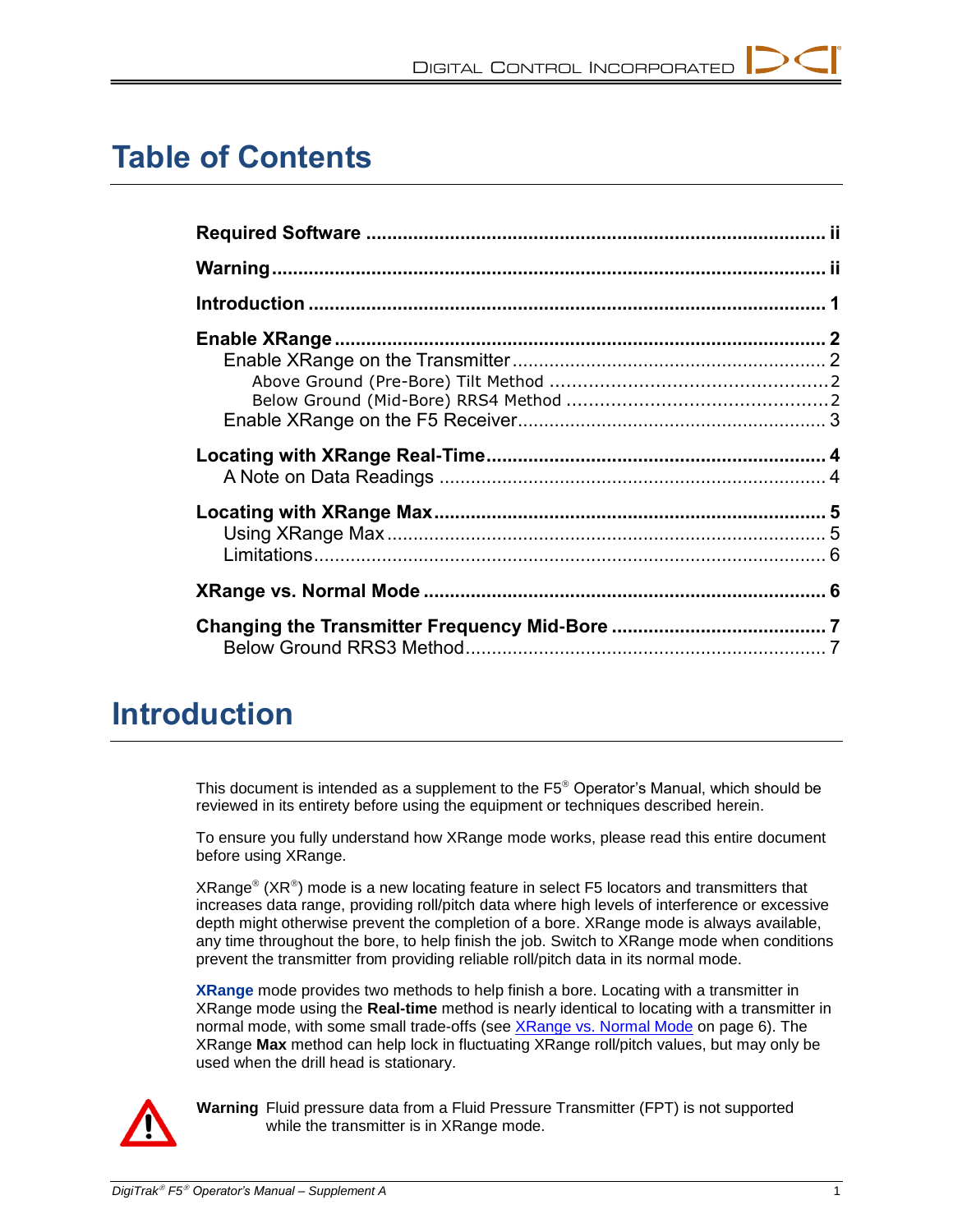# Table of Contents

**Required Software** .......... ii

**Warning** .......... ii

**Introduction** .......... 1

**Enable XRange** .......... 2
- Enable XRange on the Transmitter .......... 2
  - Above Ground (Pre-Bore) Tilt Method .......... 2
  - Below Ground (Mid-Bore) RRS4 Method .......... 2
- Enable XRange on the F5 Receiver .......... 3

**Locating with XRange Real-Time** .......... 4
- A Note on Data Readings .......... 4

**Locating with XRange Max** .......... 5
- Using XRange Max .......... 5
- Limitations .......... 6

**XRange vs. Normal Mode** .......... 6

**Changing the Transmitter Frequency Mid-Bore** .......... 7
- Below Ground RRS3 Method .......... 7

# Introduction

This document is intended as a supplement to the F5® Operator's Manual, which should be reviewed in its entirety before using the equipment or techniques described herein.

To ensure you fully understand how XRange mode works, please read this entire document before using XRange.

XRange® (XR®) mode is a new locating feature in select F5 locators and transmitters that increases data range, providing roll/pitch data where high levels of interference or excessive depth might otherwise prevent the completion of a bore. XRange mode is always available, any time throughout the bore, to help finish the job. Switch to XRange mode when conditions prevent the transmitter from providing reliable roll/pitch data in its normal mode.

**XRange** mode provides two methods to help finish a bore. Locating with a transmitter in XRange mode using the **Real-time** method is nearly identical to locating with a transmitter in normal mode, with some small trade-offs (see XRange vs. Normal Mode on page 6). The XRange **Max** method can help lock in fluctuating XRange roll/pitch values, but may only be used when the drill head is stationary.

**Warning** Fluid pressure data from a Fluid Pressure Transmitter (FPT) is not supported while the transmitter is in XRange mode.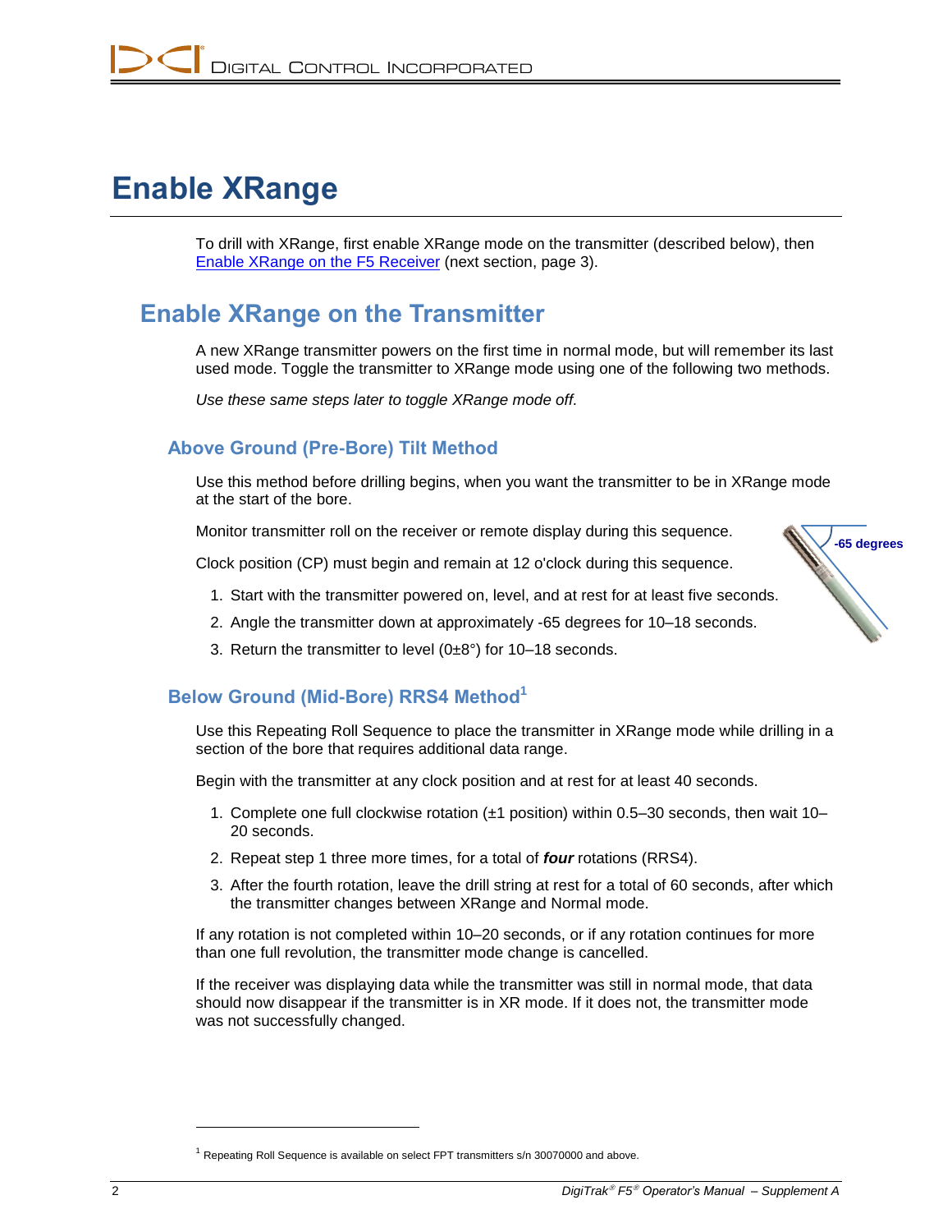# Enable XRange

To drill with XRange, first enable XRange mode on the transmitter (described below), then Enable XRange on the F5 Receiver (next section, page 3).

## Enable XRange on the Transmitter

A new XRange transmitter powers on the first time in normal mode, but will remember its last used mode. Toggle the transmitter to XRange mode using one of the following two methods.

*Use these same steps later to toggle XRange mode off.*

### Above Ground (Pre-Bore) Tilt Method

Use this method before drilling begins, when you want the transmitter to be in XRange mode at the start of the bore.

Monitor transmitter roll on the receiver or remote display during this sequence.

-65 degrees

Clock position (CP) must begin and remain at 12 o'clock during this sequence.

1. Start with the transmitter powered on, level, and at rest for at least five seconds.
2. Angle the transmitter down at approximately -65 degrees for 10–18 seconds.
3. Return the transmitter to level (0±8°) for 10–18 seconds.

### Below Ground (Mid-Bore) RRS4 Method[1]

Use this Repeating Roll Sequence to place the transmitter in XRange mode while drilling in a section of the bore that requires additional data range.

Begin with the transmitter at any clock position and at rest for at least 40 seconds.

1. Complete one full clockwise rotation (±1 position) within 0.5–30 seconds, then wait 10–20 seconds.
2. Repeat step 1 three more times, for a total of ***four*** rotations (RRS4).
3. After the fourth rotation, leave the drill string at rest for a total of 60 seconds, after which the transmitter changes between XRange and Normal mode.

If any rotation is not completed within 10–20 seconds, or if any rotation continues for more than one full revolution, the transmitter mode change is cancelled.

If the receiver was displaying data while the transmitter was still in normal mode, that data should now disappear if the transmitter is in XR mode. If it does not, the transmitter mode was not successfully changed.

[1] Repeating Roll Sequence is available on select FPT transmitters s/n 30070000 and above.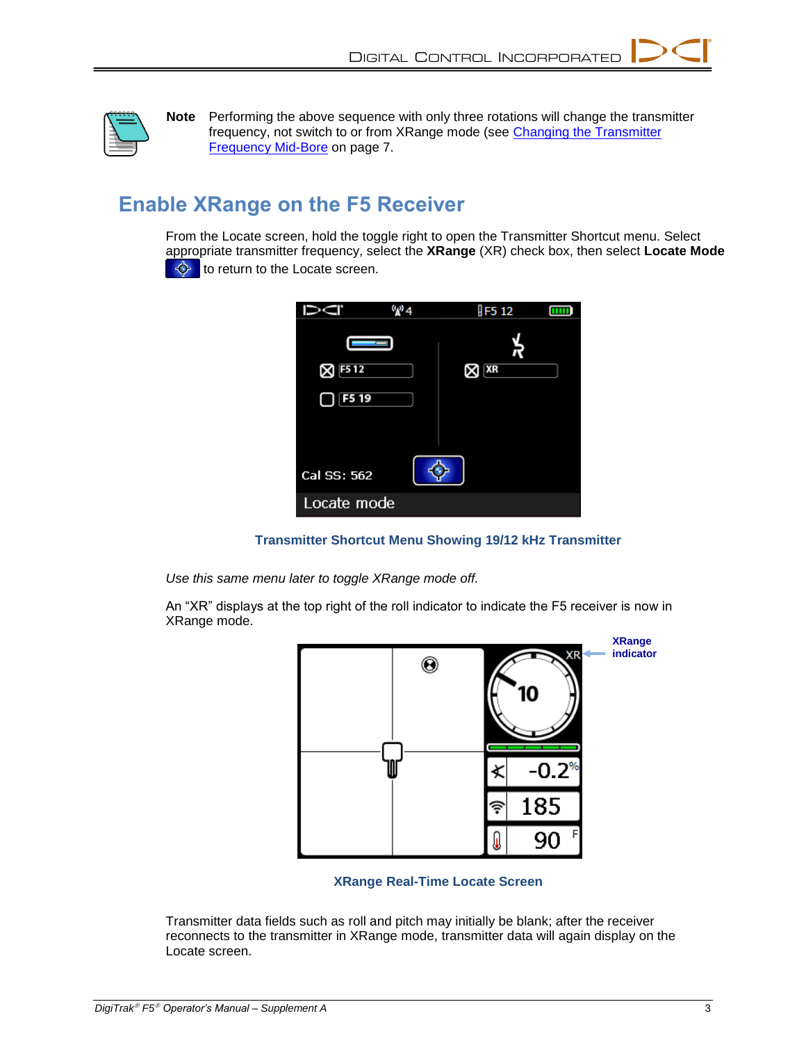**Note** Performing the above sequence with only three rotations will change the transmitter frequency, not switch to or from XRange mode (see Changing the Transmitter Frequency Mid-Bore on page 7.

## Enable XRange on the F5 Receiver

From the Locate screen, hold the toggle right to open the Transmitter Shortcut menu. Select appropriate transmitter frequency, select the **XRange** (XR) check box, then select **Locate Mode** to return to the Locate screen.

**Transmitter Shortcut Menu Showing 19/12 kHz Transmitter**

*Use this same menu later to toggle XRange mode off.*

An "XR" displays at the top right of the roll indicator to indicate the F5 receiver is now in XRange mode.

**XRange Real-Time Locate Screen**

Transmitter data fields such as roll and pitch may initially be blank; after the receiver reconnects to the transmitter in XRange mode, transmitter data will again display on the Locate screen.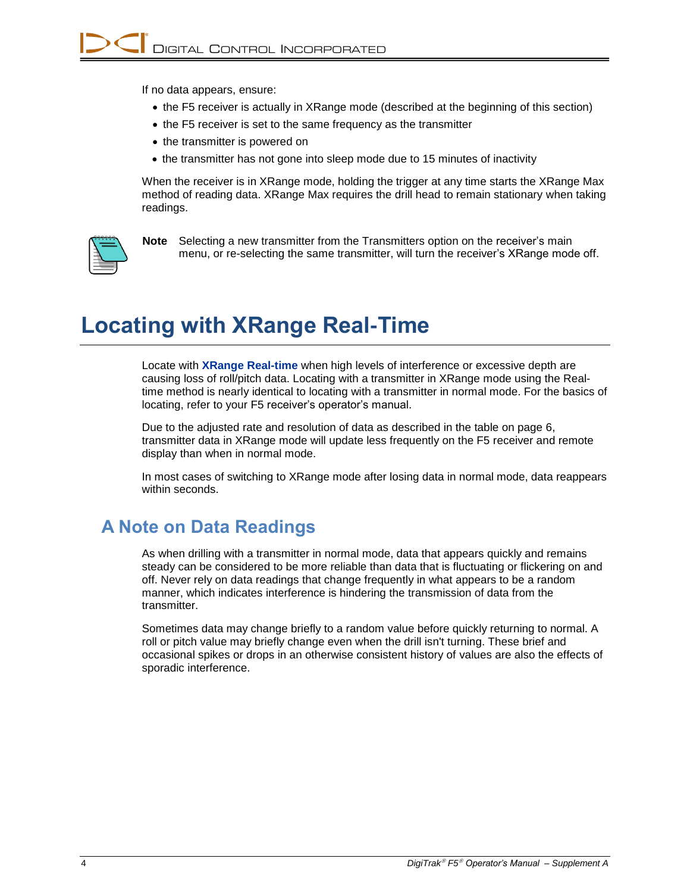If no data appears, ensure:

- the F5 receiver is actually in XRange mode (described at the beginning of this section)
- the F5 receiver is set to the same frequency as the transmitter
- the transmitter is powered on
- the transmitter has not gone into sleep mode due to 15 minutes of inactivity

When the receiver is in XRange mode, holding the trigger at any time starts the XRange Max method of reading data. XRange Max requires the drill head to remain stationary when taking readings.

**Note** Selecting a new transmitter from the Transmitters option on the receiver's main menu, or re-selecting the same transmitter, will turn the receiver's XRange mode off.

# Locating with XRange Real-Time

Locate with **XRange Real-time** when high levels of interference or excessive depth are causing loss of roll/pitch data. Locating with a transmitter in XRange mode using the Real-time method is nearly identical to locating with a transmitter in normal mode. For the basics of locating, refer to your F5 receiver's operator's manual.

Due to the adjusted rate and resolution of data as described in the table on page 6, transmitter data in XRange mode will update less frequently on the F5 receiver and remote display than when in normal mode.

In most cases of switching to XRange mode after losing data in normal mode, data reappears within seconds.

## A Note on Data Readings

As when drilling with a transmitter in normal mode, data that appears quickly and remains steady can be considered to be more reliable than data that is fluctuating or flickering on and off. Never rely on data readings that change frequently in what appears to be a random manner, which indicates interference is hindering the transmission of data from the transmitter.

Sometimes data may change briefly to a random value before quickly returning to normal. A roll or pitch value may briefly change even when the drill isn't turning. These brief and occasional spikes or drops in an otherwise consistent history of values are also the effects of sporadic interference.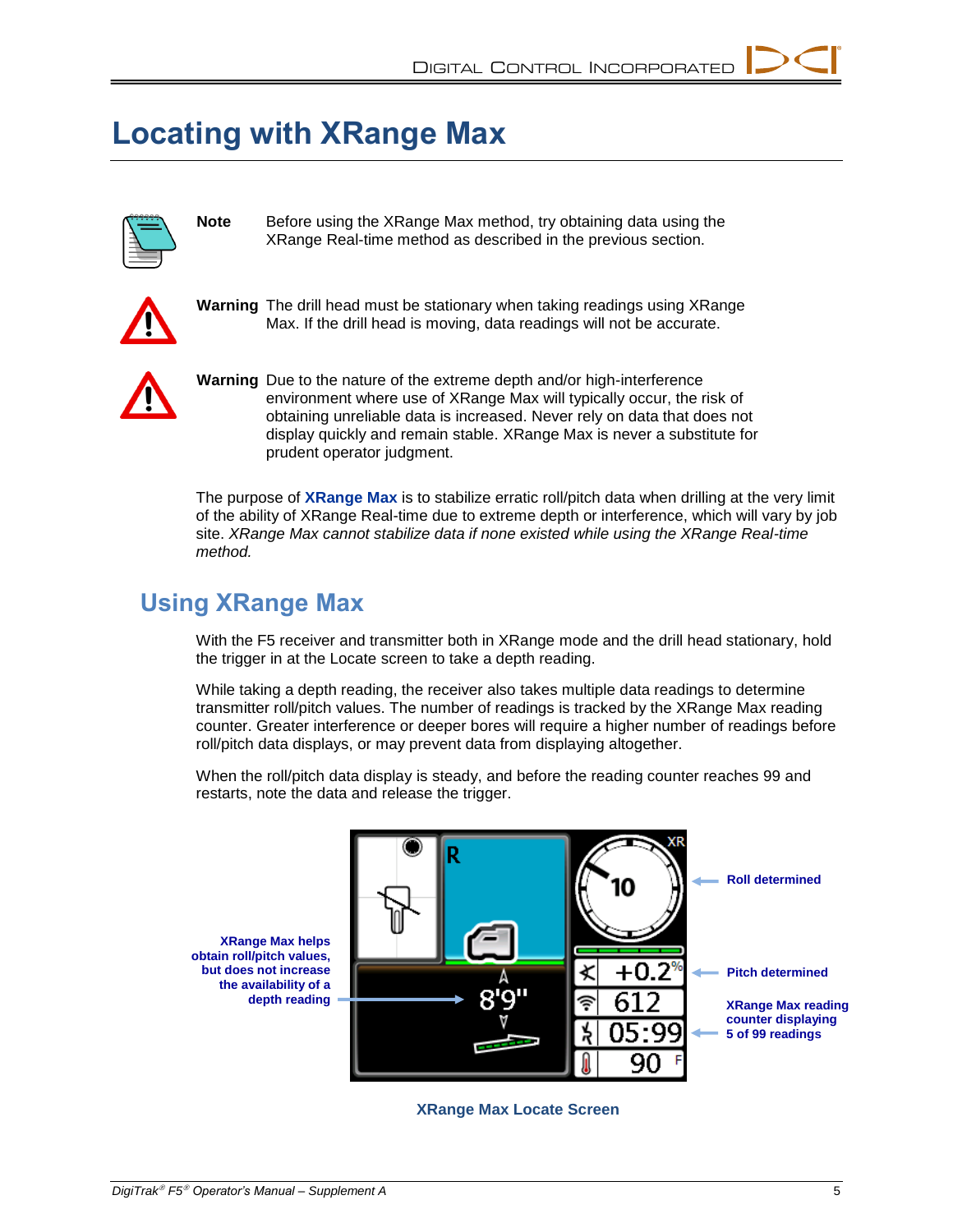# Locating with XRange Max

**Note** Before using the XRange Max method, try obtaining data using the XRange Real-time method as described in the previous section.

**Warning** The drill head must be stationary when taking readings using XRange Max. If the drill head is moving, data readings will not be accurate.

**Warning** Due to the nature of the extreme depth and/or high-interference environment where use of XRange Max will typically occur, the risk of obtaining unreliable data is increased. Never rely on data that does not display quickly and remain stable. XRange Max is never a substitute for prudent operator judgment.

The purpose of **XRange Max** is to stabilize erratic roll/pitch data when drilling at the very limit of the ability of XRange Real-time due to extreme depth or interference, which will vary by job site. *XRange Max cannot stabilize data if none existed while using the XRange Real-time method.*

## Using XRange Max

With the F5 receiver and transmitter both in XRange mode and the drill head stationary, hold the trigger in at the Locate screen to take a depth reading.

While taking a depth reading, the receiver also takes multiple data readings to determine transmitter roll/pitch values. The number of readings is tracked by the XRange Max reading counter. Greater interference or deeper bores will require a higher number of readings before roll/pitch data displays, or may prevent data from displaying altogether.

When the roll/pitch data display is steady, and before the reading counter reaches 99 and restarts, note the data and release the trigger.

XRange Max helps obtain roll/pitch values, but does not increase the availability of a depth reading

Roll determined

Pitch determined

XRange Max reading counter displaying 5 of 99 readings

XRange Max Locate Screen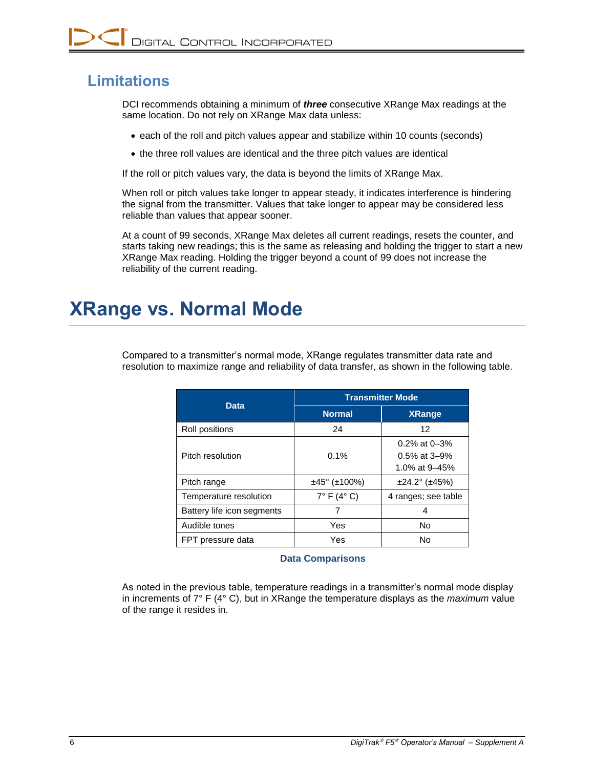## Limitations

DCI recommends obtaining a minimum of ***three*** consecutive XRange Max readings at the same location. Do not rely on XRange Max data unless:

- each of the roll and pitch values appear and stabilize within 10 counts (seconds)
- the three roll values are identical and the three pitch values are identical

If the roll or pitch values vary, the data is beyond the limits of XRange Max.

When roll or pitch values take longer to appear steady, it indicates interference is hindering the signal from the transmitter. Values that take longer to appear may be considered less reliable than values that appear sooner.

At a count of 99 seconds, XRange Max deletes all current readings, resets the counter, and starts taking new readings; this is the same as releasing and holding the trigger to start a new XRange Max reading. Holding the trigger beyond a count of 99 does not increase the reliability of the current reading.

# XRange vs. Normal Mode

Compared to a transmitter's normal mode, XRange regulates transmitter data rate and resolution to maximize range and reliability of data transfer, as shown in the following table.

| Data | Transmitter Mode | |
|---|---|---|
| | Normal | XRange |
| Roll positions | 24 | 12 |
| Pitch resolution | 0.1% | 0.2% at 0–3%<br>0.5% at 3–9%<br>1.0% at 9–45% |
| Pitch range | ±45° (±100%) | ±24.2° (±45%) |
| Temperature resolution | 7° F (4° C) | 4 ranges; see table |
| Battery life icon segments | 7 | 4 |
| Audible tones | Yes | No |
| FPT pressure data | Yes | No |

**Data Comparisons**

As noted in the previous table, temperature readings in a transmitter's normal mode display in increments of 7° F (4° C), but in XRange the temperature displays as the *maximum* value of the range it resides in.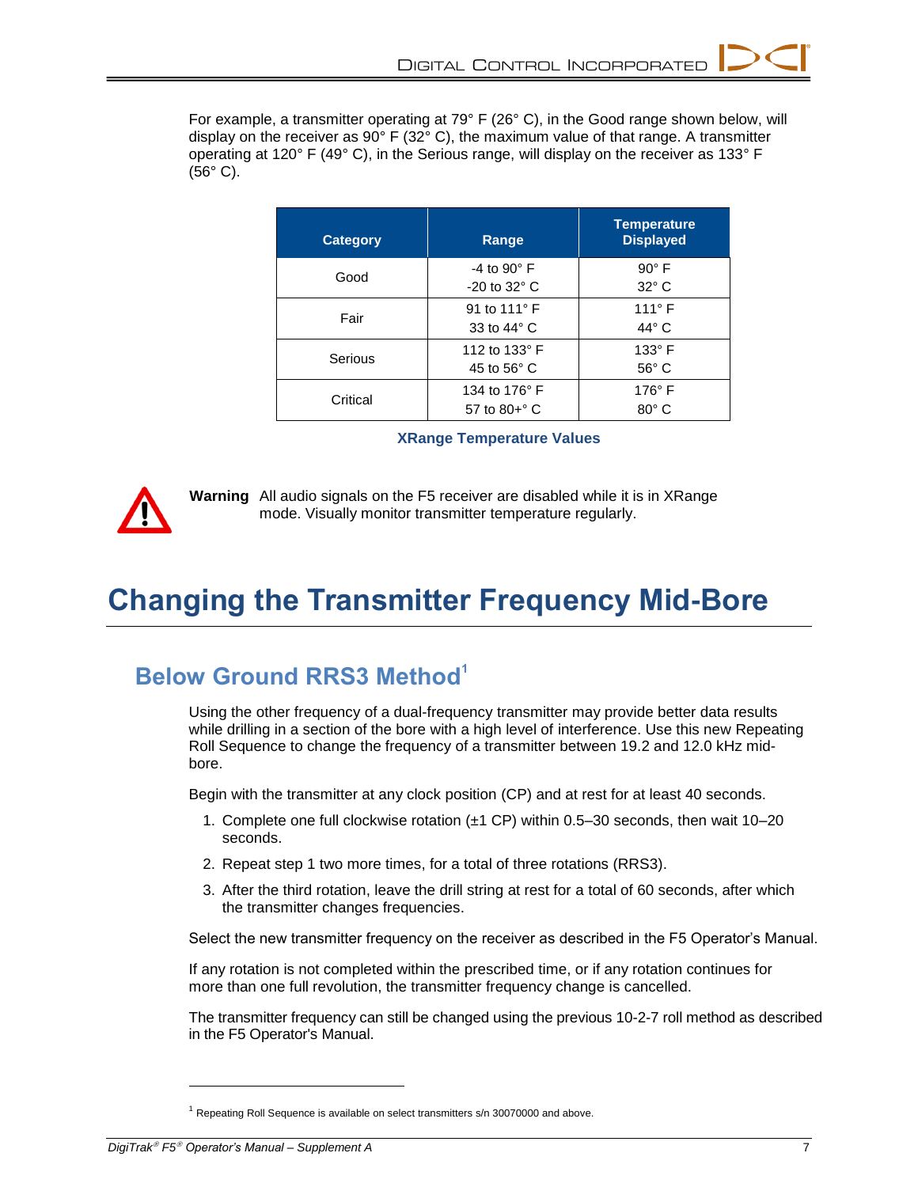For example, a transmitter operating at 79° F (26° C), in the Good range shown below, will display on the receiver as 90° F (32° C), the maximum value of that range. A transmitter operating at 120° F (49° C), in the Serious range, will display on the receiver as 133° F (56° C).

| Category | Range | Temperature Displayed |
| --- | --- | --- |
| Good | -4 to 90° F<br>-20 to 32° C | 90° F<br>32° C |
| Fair | 91 to 111° F<br>33 to 44° C | 111° F<br>44° C |
| Serious | 112 to 133° F<br>45 to 56° C | 133° F<br>56° C |
| Critical | 134 to 176° F<br>57 to 80+° C | 176° F<br>80° C |

**XRange Temperature Values**

**Warning** All audio signals on the F5 receiver are disabled while it is in XRange mode. Visually monitor transmitter temperature regularly.

# Changing the Transmitter Frequency Mid-Bore

## Below Ground RRS3 Method[1]

Using the other frequency of a dual-frequency transmitter may provide better data results while drilling in a section of the bore with a high level of interference. Use this new Repeating Roll Sequence to change the frequency of a transmitter between 19.2 and 12.0 kHz mid-bore.

Begin with the transmitter at any clock position (CP) and at rest for at least 40 seconds.

1. Complete one full clockwise rotation (±1 CP) within 0.5–30 seconds, then wait 10–20 seconds.
2. Repeat step 1 two more times, for a total of three rotations (RRS3).
3. After the third rotation, leave the drill string at rest for a total of 60 seconds, after which the transmitter changes frequencies.

Select the new transmitter frequency on the receiver as described in the F5 Operator's Manual.

If any rotation is not completed within the prescribed time, or if any rotation continues for more than one full revolution, the transmitter frequency change is cancelled.

The transmitter frequency can still be changed using the previous 10-2-7 roll method as described in the F5 Operator's Manual.

[1] Repeating Roll Sequence is available on select transmitters s/n 30070000 and above.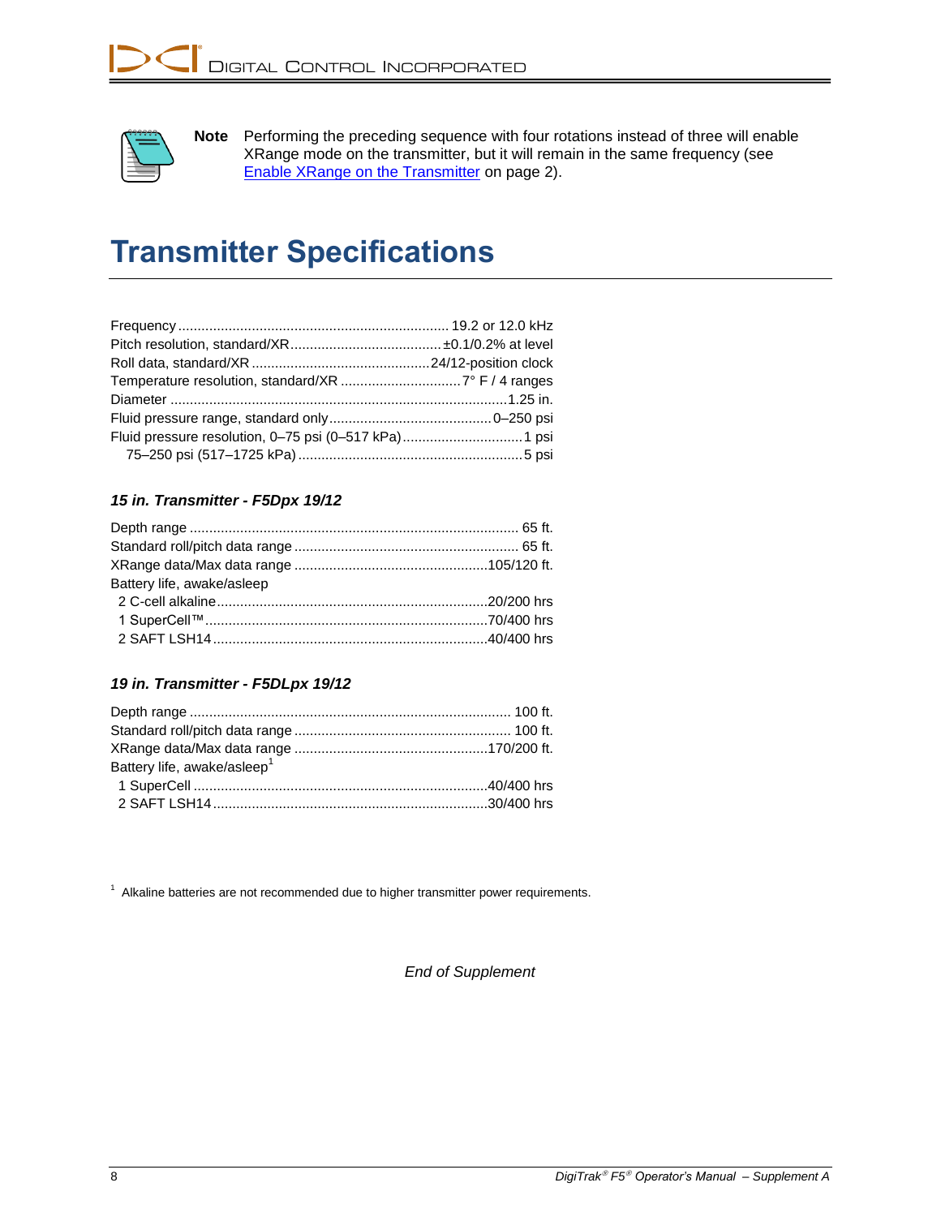**Note** Performing the preceding sequence with four rotations instead of three will enable XRange mode on the transmitter, but it will remain in the same frequency (see Enable XRange on the Transmitter on page 2).

# Transmitter Specifications

| | |
|---|---|
| Frequency | 19.2 or 12.0 kHz |
| Pitch resolution, standard/XR | ±0.1/0.2% at level |
| Roll data, standard/XR | 24/12-position clock |
| Temperature resolution, standard/XR | 7° F / 4 ranges |
| Diameter | 1.25 in. |
| Fluid pressure range, standard only | 0–250 psi |
| Fluid pressure resolution, 0–75 psi (0–517 kPa) | 1 psi |
| 75–250 psi (517–1725 kPa) | 5 psi |

### *15 in. Transmitter - F5Dpx 19/12*

| | |
|---|---|
| Depth range | 65 ft. |
| Standard roll/pitch data range | 65 ft. |
| XRange data/Max data range | 105/120 ft. |
| Battery life, awake/asleep | |
| 2 C-cell alkaline | 20/200 hrs |
| 1 SuperCell™ | 70/400 hrs |
| 2 SAFT LSH14 | 40/400 hrs |

### *19 in. Transmitter - F5DLpx 19/12*

| | |
|---|---|
| Depth range | 100 ft. |
| Standard roll/pitch data range | 100 ft. |
| XRange data/Max data range | 170/200 ft. |
| Battery life, awake/asleep[1] | |
| 1 SuperCell | 40/400 hrs |
| 2 SAFT LSH14 | 30/400 hrs |

[1] Alkaline batteries are not recommended due to higher transmitter power requirements.

*End of Supplement*